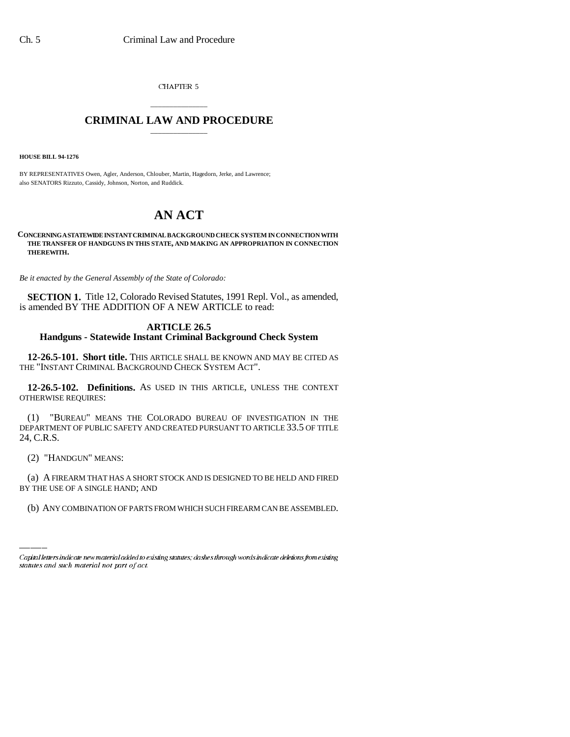CHAPTER 5

# CRIMINAL LAW AND PROCEDURE

**HOUSE BILL 94-1276**

BY REPRESENTATIVES Owen, Agler, Anderson, Chlouber, Martin, Hagedorn, Jerke, and Lawrence; also SENATORS Rizzuto, Cassidy, Johnson, Norton, and Ruddick.

# AN ACT

**CONCERNING A STATEWIDE INSTANT CRIMINAL BACKGROUND CHECK SYSTEM IN CONNECTION WITH THE TRANSFER OF HANDGUNS IN THIS STATE, AND MAKING AN APPROPRIATION IN CONNECTION THEREWITH.**

*Be it enacted by the General Assembly of the State of Colorado:*

**SECTION 1.** Title 12, Colorado Revised Statutes, 1991 Repl. Vol., as amended, is amended BY THE ADDITION OF A NEW ARTICLE to read:

## ARTICLE 26.5
## Handguns - Statewide Instant Criminal Background Check System

**12-26.5-101. Short title.** THIS ARTICLE SHALL BE KNOWN AND MAY BE CITED AS THE "INSTANT CRIMINAL BACKGROUND CHECK SYSTEM ACT".

**12-26.5-102. Definitions.** AS USED IN THIS ARTICLE, UNLESS THE CONTEXT OTHERWISE REQUIRES:

(1) "BUREAU" MEANS THE COLORADO BUREAU OF INVESTIGATION IN THE DEPARTMENT OF PUBLIC SAFETY AND CREATED PURSUANT TO ARTICLE 33.5 OF TITLE 24, C.R.S.

(2) "HANDGUN" MEANS:

(a) A FIREARM THAT HAS A SHORT STOCK AND IS DESIGNED TO BE HELD AND FIRED BY THE USE OF A SINGLE HAND; AND

(b) ANY COMBINATION OF PARTS FROM WHICH SUCH FIREARM CAN BE ASSEMBLED.

Capital letters indicate new material added to existing statutes; dashes through words indicate deletions from existing statutes and such material not part of act.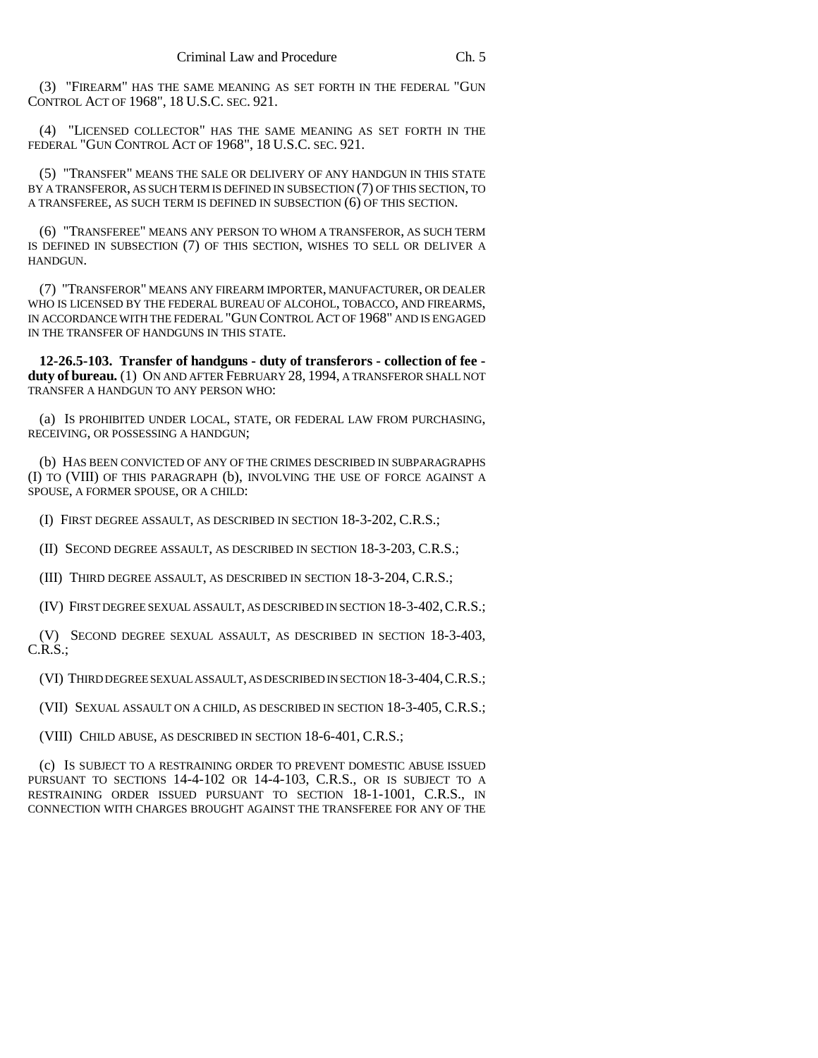(3) "FIREARM" HAS THE SAME MEANING AS SET FORTH IN THE FEDERAL "GUN CONTROL ACT OF 1968", 18 U.S.C. SEC. 921.

(4) "LICENSED COLLECTOR" HAS THE SAME MEANING AS SET FORTH IN THE FEDERAL "GUN CONTROL ACT OF 1968", 18 U.S.C. SEC. 921.

(5) "TRANSFER" MEANS THE SALE OR DELIVERY OF ANY HANDGUN IN THIS STATE BY A TRANSFEROR, AS SUCH TERM IS DEFINED IN SUBSECTION (7) OF THIS SECTION, TO A TRANSFEREE, AS SUCH TERM IS DEFINED IN SUBSECTION (6) OF THIS SECTION.

(6) "TRANSFEREE" MEANS ANY PERSON TO WHOM A TRANSFEROR, AS SUCH TERM IS DEFINED IN SUBSECTION (7) OF THIS SECTION, WISHES TO SELL OR DELIVER A HANDGUN.

(7) "TRANSFEROR" MEANS ANY FIREARM IMPORTER, MANUFACTURER, OR DEALER WHO IS LICENSED BY THE FEDERAL BUREAU OF ALCOHOL, TOBACCO, AND FIREARMS, IN ACCORDANCE WITH THE FEDERAL "GUN CONTROL ACT OF 1968" AND IS ENGAGED IN THE TRANSFER OF HANDGUNS IN THIS STATE.

**12-26.5-103. Transfer of handguns - duty of transferors - collection of fee - duty of bureau.** (1) ON AND AFTER FEBRUARY 28, 1994, A TRANSFEROR SHALL NOT TRANSFER A HANDGUN TO ANY PERSON WHO:

(a) IS PROHIBITED UNDER LOCAL, STATE, OR FEDERAL LAW FROM PURCHASING, RECEIVING, OR POSSESSING A HANDGUN;

(b) HAS BEEN CONVICTED OF ANY OF THE CRIMES DESCRIBED IN SUBPARAGRAPHS (I) TO (VIII) OF THIS PARAGRAPH (b), INVOLVING THE USE OF FORCE AGAINST A SPOUSE, A FORMER SPOUSE, OR A CHILD:

(I) FIRST DEGREE ASSAULT, AS DESCRIBED IN SECTION 18-3-202, C.R.S.;

(II) SECOND DEGREE ASSAULT, AS DESCRIBED IN SECTION 18-3-203, C.R.S.;

(III) THIRD DEGREE ASSAULT, AS DESCRIBED IN SECTION 18-3-204, C.R.S.;

(IV) FIRST DEGREE SEXUAL ASSAULT, AS DESCRIBED IN SECTION 18-3-402, C.R.S.;

(V) SECOND DEGREE SEXUAL ASSAULT, AS DESCRIBED IN SECTION 18-3-403, C.R.S.;

(VI) THIRD DEGREE SEXUAL ASSAULT, AS DESCRIBED IN SECTION 18-3-404, C.R.S.;

(VII) SEXUAL ASSAULT ON A CHILD, AS DESCRIBED IN SECTION 18-3-405, C.R.S.;

(VIII) CHILD ABUSE, AS DESCRIBED IN SECTION 18-6-401, C.R.S.;

(c) IS SUBJECT TO A RESTRAINING ORDER TO PREVENT DOMESTIC ABUSE ISSUED PURSUANT TO SECTIONS 14-4-102 OR 14-4-103, C.R.S., OR IS SUBJECT TO A RESTRAINING ORDER ISSUED PURSUANT TO SECTION 18-1-1001, C.R.S., IN CONNECTION WITH CHARGES BROUGHT AGAINST THE TRANSFEREE FOR ANY OF THE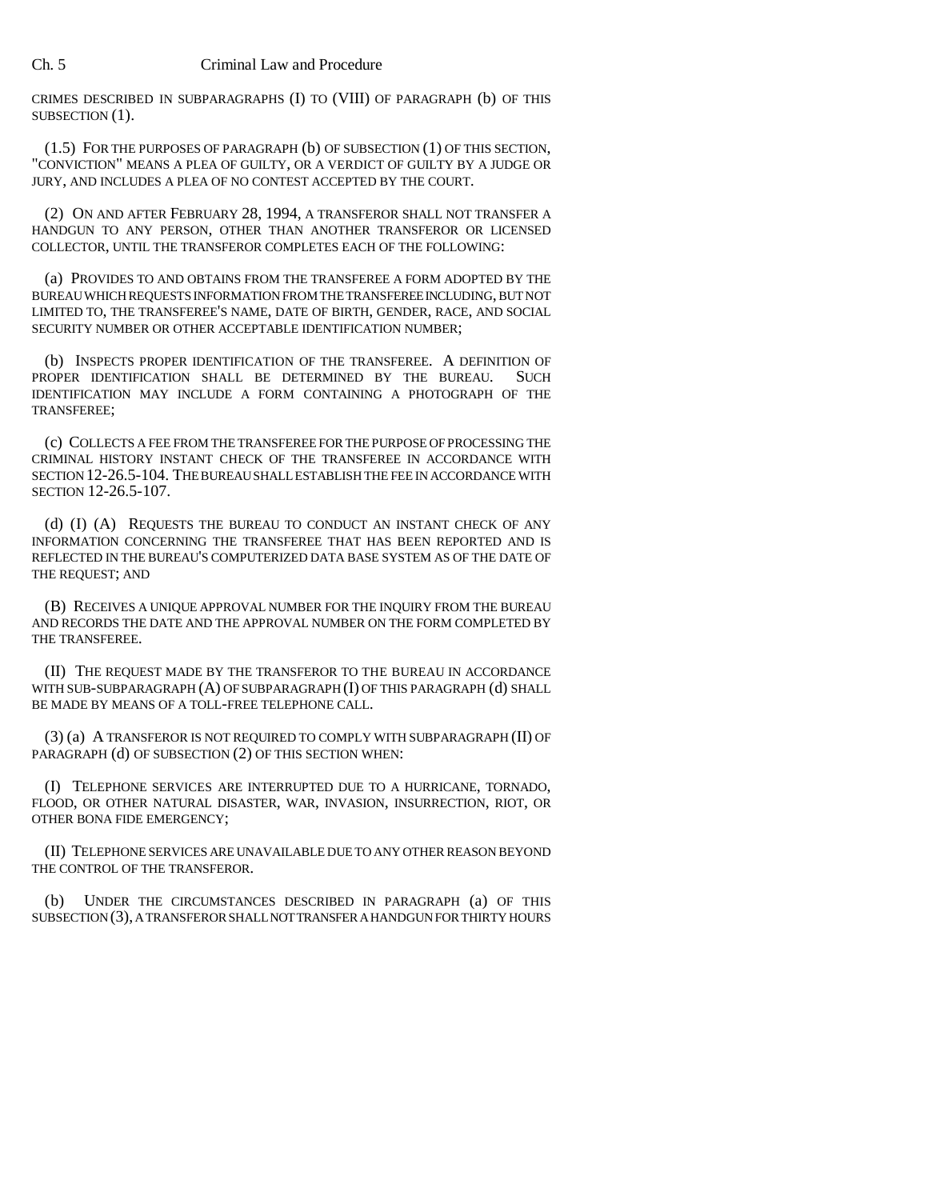CRIMES DESCRIBED IN SUBPARAGRAPHS (I) TO (VIII) OF PARAGRAPH (b) OF THIS SUBSECTION (1).

(1.5) FOR THE PURPOSES OF PARAGRAPH (b) OF SUBSECTION (1) OF THIS SECTION, "CONVICTION" MEANS A PLEA OF GUILTY, OR A VERDICT OF GUILTY BY A JUDGE OR JURY, AND INCLUDES A PLEA OF NO CONTEST ACCEPTED BY THE COURT.

(2) ON AND AFTER FEBRUARY 28, 1994, A TRANSFEROR SHALL NOT TRANSFER A HANDGUN TO ANY PERSON, OTHER THAN ANOTHER TRANSFEROR OR LICENSED COLLECTOR, UNTIL THE TRANSFEROR COMPLETES EACH OF THE FOLLOWING:

(a) PROVIDES TO AND OBTAINS FROM THE TRANSFEREE A FORM ADOPTED BY THE BUREAU WHICH REQUESTS INFORMATION FROM THE TRANSFEREE INCLUDING, BUT NOT LIMITED TO, THE TRANSFEREE'S NAME, DATE OF BIRTH, GENDER, RACE, AND SOCIAL SECURITY NUMBER OR OTHER ACCEPTABLE IDENTIFICATION NUMBER;

(b) INSPECTS PROPER IDENTIFICATION OF THE TRANSFEREE. A DEFINITION OF PROPER IDENTIFICATION SHALL BE DETERMINED BY THE BUREAU. SUCH IDENTIFICATION MAY INCLUDE A FORM CONTAINING A PHOTOGRAPH OF THE TRANSFEREE;

(c) COLLECTS A FEE FROM THE TRANSFEREE FOR THE PURPOSE OF PROCESSING THE CRIMINAL HISTORY INSTANT CHECK OF THE TRANSFEREE IN ACCORDANCE WITH SECTION 12-26.5-104. THE BUREAU SHALL ESTABLISH THE FEE IN ACCORDANCE WITH SECTION 12-26.5-107.

(d) (I) (A) REQUESTS THE BUREAU TO CONDUCT AN INSTANT CHECK OF ANY INFORMATION CONCERNING THE TRANSFEREE THAT HAS BEEN REPORTED AND IS REFLECTED IN THE BUREAU'S COMPUTERIZED DATA BASE SYSTEM AS OF THE DATE OF THE REQUEST; AND

(B) RECEIVES A UNIQUE APPROVAL NUMBER FOR THE INQUIRY FROM THE BUREAU AND RECORDS THE DATE AND THE APPROVAL NUMBER ON THE FORM COMPLETED BY THE TRANSFEREE.

(II) THE REQUEST MADE BY THE TRANSFEROR TO THE BUREAU IN ACCORDANCE WITH SUB-SUBPARAGRAPH (A) OF SUBPARAGRAPH (I) OF THIS PARAGRAPH (d) SHALL BE MADE BY MEANS OF A TOLL-FREE TELEPHONE CALL.

(3) (a) A TRANSFEROR IS NOT REQUIRED TO COMPLY WITH SUBPARAGRAPH (II) OF PARAGRAPH (d) OF SUBSECTION (2) OF THIS SECTION WHEN:

(I) TELEPHONE SERVICES ARE INTERRUPTED DUE TO A HURRICANE, TORNADO, FLOOD, OR OTHER NATURAL DISASTER, WAR, INVASION, INSURRECTION, RIOT, OR OTHER BONA FIDE EMERGENCY;

(II) TELEPHONE SERVICES ARE UNAVAILABLE DUE TO ANY OTHER REASON BEYOND THE CONTROL OF THE TRANSFEROR.

(b) UNDER THE CIRCUMSTANCES DESCRIBED IN PARAGRAPH (a) OF THIS SUBSECTION (3), A TRANSFEROR SHALL NOT TRANSFER A HANDGUN FOR THIRTY HOURS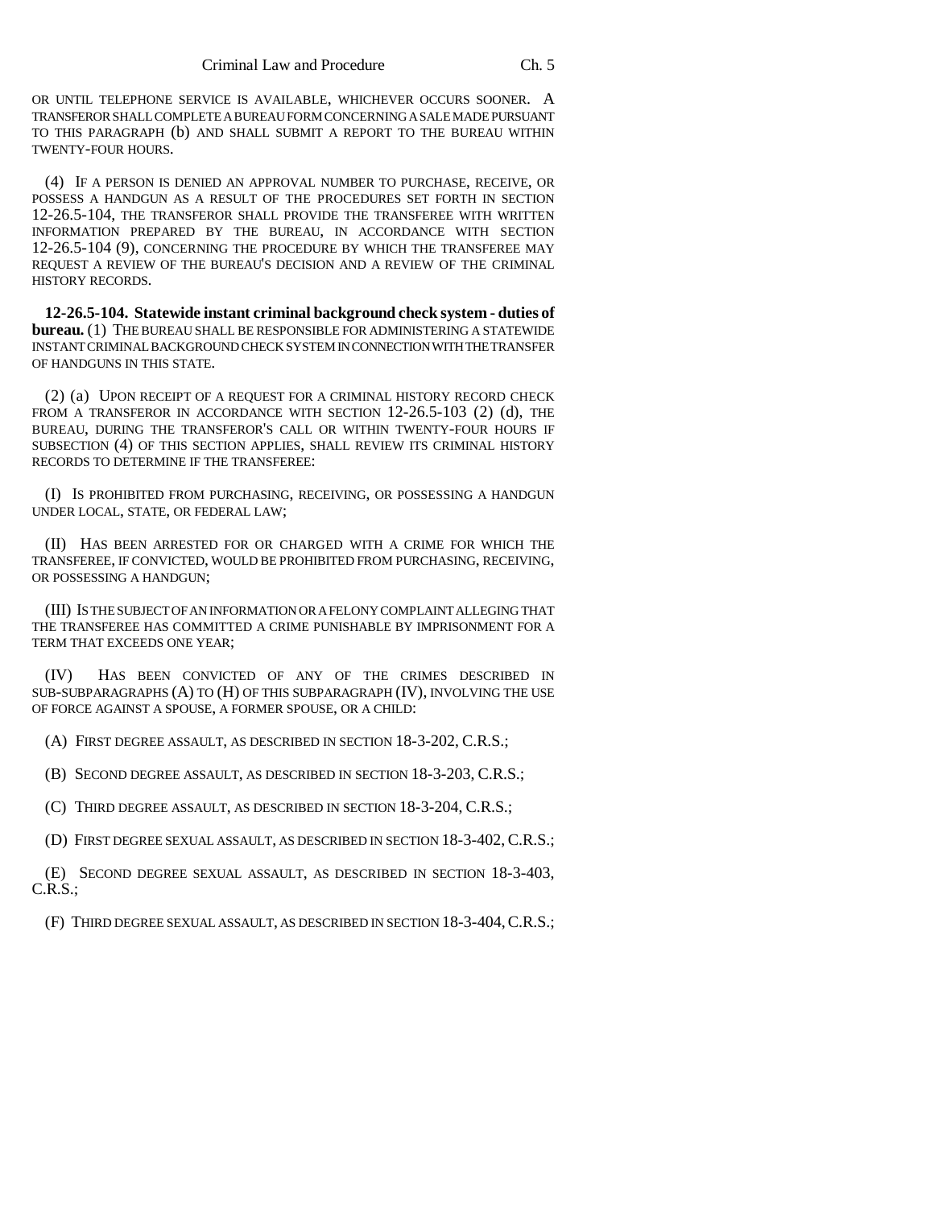OR UNTIL TELEPHONE SERVICE IS AVAILABLE, WHICHEVER OCCURS SOONER. A TRANSFEROR SHALL COMPLETE A BUREAU FORM CONCERNING A SALE MADE PURSUANT TO THIS PARAGRAPH (b) AND SHALL SUBMIT A REPORT TO THE BUREAU WITHIN TWENTY-FOUR HOURS.

(4) IF A PERSON IS DENIED AN APPROVAL NUMBER TO PURCHASE, RECEIVE, OR POSSESS A HANDGUN AS A RESULT OF THE PROCEDURES SET FORTH IN SECTION 12-26.5-104, THE TRANSFEROR SHALL PROVIDE THE TRANSFEREE WITH WRITTEN INFORMATION PREPARED BY THE BUREAU, IN ACCORDANCE WITH SECTION 12-26.5-104 (9), CONCERNING THE PROCEDURE BY WHICH THE TRANSFEREE MAY REQUEST A REVIEW OF THE BUREAU'S DECISION AND A REVIEW OF THE CRIMINAL HISTORY RECORDS.

**12-26.5-104. Statewide instant criminal background check system - duties of bureau.** (1) THE BUREAU SHALL BE RESPONSIBLE FOR ADMINISTERING A STATEWIDE INSTANT CRIMINAL BACKGROUND CHECK SYSTEM IN CONNECTION WITH THE TRANSFER OF HANDGUNS IN THIS STATE.

(2) (a) UPON RECEIPT OF A REQUEST FOR A CRIMINAL HISTORY RECORD CHECK FROM A TRANSFEROR IN ACCORDANCE WITH SECTION 12-26.5-103 (2) (d), THE BUREAU, DURING THE TRANSFEROR'S CALL OR WITHIN TWENTY-FOUR HOURS IF SUBSECTION (4) OF THIS SECTION APPLIES, SHALL REVIEW ITS CRIMINAL HISTORY RECORDS TO DETERMINE IF THE TRANSFEREE:

(I) IS PROHIBITED FROM PURCHASING, RECEIVING, OR POSSESSING A HANDGUN UNDER LOCAL, STATE, OR FEDERAL LAW;

(II) HAS BEEN ARRESTED FOR OR CHARGED WITH A CRIME FOR WHICH THE TRANSFEREE, IF CONVICTED, WOULD BE PROHIBITED FROM PURCHASING, RECEIVING, OR POSSESSING A HANDGUN;

(III) IS THE SUBJECT OF AN INFORMATION OR A FELONY COMPLAINT ALLEGING THAT THE TRANSFEREE HAS COMMITTED A CRIME PUNISHABLE BY IMPRISONMENT FOR A TERM THAT EXCEEDS ONE YEAR;

(IV) HAS BEEN CONVICTED OF ANY OF THE CRIMES DESCRIBED IN SUB-SUBPARAGRAPHS (A) TO (H) OF THIS SUBPARAGRAPH (IV), INVOLVING THE USE OF FORCE AGAINST A SPOUSE, A FORMER SPOUSE, OR A CHILD:

(A) FIRST DEGREE ASSAULT, AS DESCRIBED IN SECTION 18-3-202, C.R.S.;

(B) SECOND DEGREE ASSAULT, AS DESCRIBED IN SECTION 18-3-203, C.R.S.;

(C) THIRD DEGREE ASSAULT, AS DESCRIBED IN SECTION 18-3-204, C.R.S.;

(D) FIRST DEGREE SEXUAL ASSAULT, AS DESCRIBED IN SECTION 18-3-402, C.R.S.;

(E) SECOND DEGREE SEXUAL ASSAULT, AS DESCRIBED IN SECTION 18-3-403, C.R.S.;

(F) THIRD DEGREE SEXUAL ASSAULT, AS DESCRIBED IN SECTION 18-3-404, C.R.S.;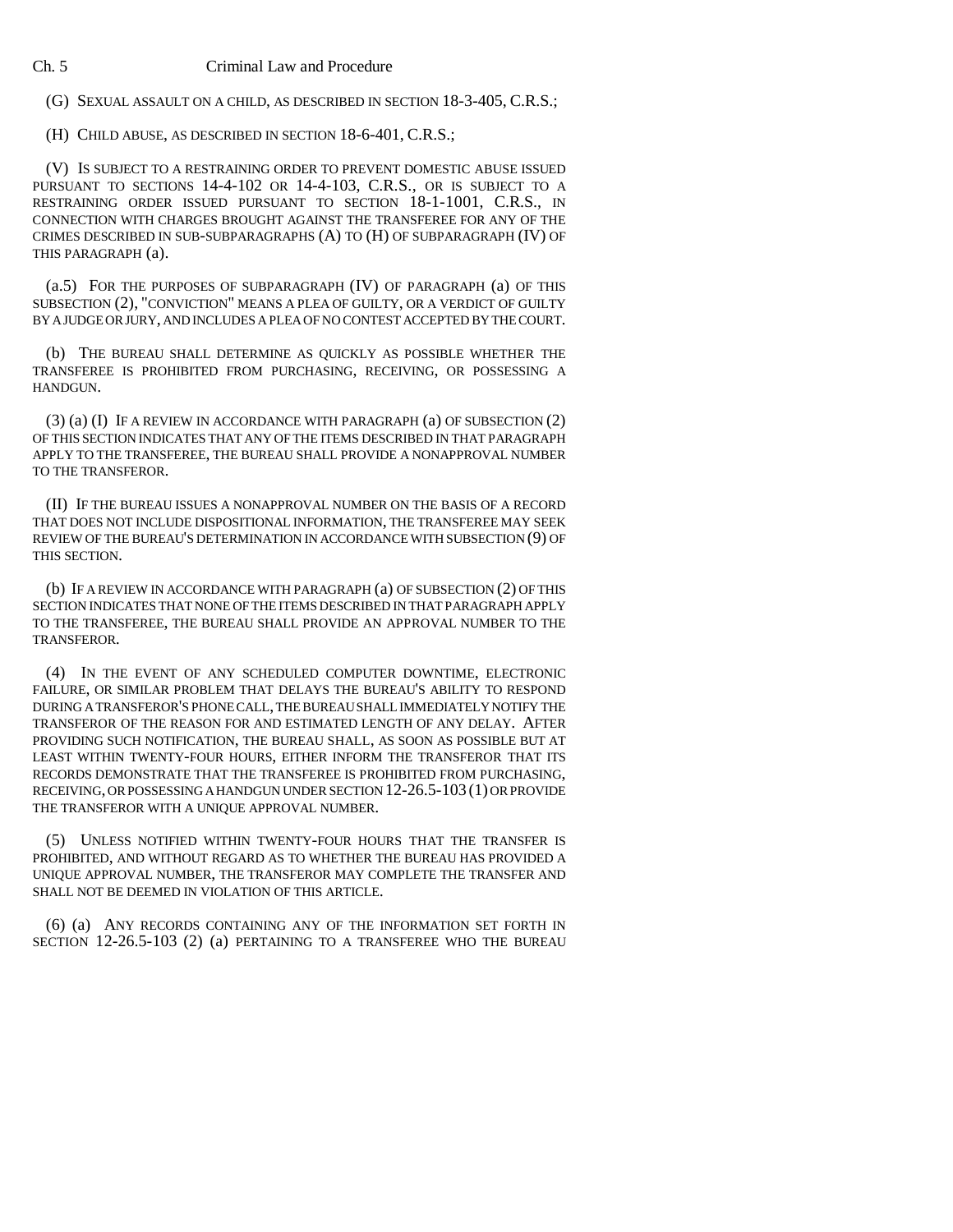(G) SEXUAL ASSAULT ON A CHILD, AS DESCRIBED IN SECTION 18-3-405, C.R.S.;

(H) CHILD ABUSE, AS DESCRIBED IN SECTION 18-6-401, C.R.S.;

(V) IS SUBJECT TO A RESTRAINING ORDER TO PREVENT DOMESTIC ABUSE ISSUED PURSUANT TO SECTIONS 14-4-102 OR 14-4-103, C.R.S., OR IS SUBJECT TO A RESTRAINING ORDER ISSUED PURSUANT TO SECTION 18-1-1001, C.R.S., IN CONNECTION WITH CHARGES BROUGHT AGAINST THE TRANSFEREE FOR ANY OF THE CRIMES DESCRIBED IN SUB-SUBPARAGRAPHS (A) TO (H) OF SUBPARAGRAPH (IV) OF THIS PARAGRAPH (a).

(a.5) FOR THE PURPOSES OF SUBPARAGRAPH (IV) OF PARAGRAPH (a) OF THIS SUBSECTION (2), "CONVICTION" MEANS A PLEA OF GUILTY, OR A VERDICT OF GUILTY BY A JUDGE OR JURY, AND INCLUDES A PLEA OF NO CONTEST ACCEPTED BY THE COURT.

(b) THE BUREAU SHALL DETERMINE AS QUICKLY AS POSSIBLE WHETHER THE TRANSFEREE IS PROHIBITED FROM PURCHASING, RECEIVING, OR POSSESSING A HANDGUN.

(3) (a) (I) IF A REVIEW IN ACCORDANCE WITH PARAGRAPH (a) OF SUBSECTION (2) OF THIS SECTION INDICATES THAT ANY OF THE ITEMS DESCRIBED IN THAT PARAGRAPH APPLY TO THE TRANSFEREE, THE BUREAU SHALL PROVIDE A NONAPPROVAL NUMBER TO THE TRANSFEROR.

(II) IF THE BUREAU ISSUES A NONAPPROVAL NUMBER ON THE BASIS OF A RECORD THAT DOES NOT INCLUDE DISPOSITIONAL INFORMATION, THE TRANSFEREE MAY SEEK REVIEW OF THE BUREAU'S DETERMINATION IN ACCORDANCE WITH SUBSECTION (9) OF THIS SECTION.

(b) IF A REVIEW IN ACCORDANCE WITH PARAGRAPH (a) OF SUBSECTION (2) OF THIS SECTION INDICATES THAT NONE OF THE ITEMS DESCRIBED IN THAT PARAGRAPH APPLY TO THE TRANSFEREE, THE BUREAU SHALL PROVIDE AN APPROVAL NUMBER TO THE TRANSFEROR.

(4) IN THE EVENT OF ANY SCHEDULED COMPUTER DOWNTIME, ELECTRONIC FAILURE, OR SIMILAR PROBLEM THAT DELAYS THE BUREAU'S ABILITY TO RESPOND DURING A TRANSFEROR'S PHONE CALL, THE BUREAU SHALL IMMEDIATELY NOTIFY THE TRANSFEROR OF THE REASON FOR AND ESTIMATED LENGTH OF ANY DELAY. AFTER PROVIDING SUCH NOTIFICATION, THE BUREAU SHALL, AS SOON AS POSSIBLE BUT AT LEAST WITHIN TWENTY-FOUR HOURS, EITHER INFORM THE TRANSFEROR THAT ITS RECORDS DEMONSTRATE THAT THE TRANSFEREE IS PROHIBITED FROM PURCHASING, RECEIVING, OR POSSESSING A HANDGUN UNDER SECTION 12-26.5-103 (1) OR PROVIDE THE TRANSFEROR WITH A UNIQUE APPROVAL NUMBER.

(5) UNLESS NOTIFIED WITHIN TWENTY-FOUR HOURS THAT THE TRANSFER IS PROHIBITED, AND WITHOUT REGARD AS TO WHETHER THE BUREAU HAS PROVIDED A UNIQUE APPROVAL NUMBER, THE TRANSFEROR MAY COMPLETE THE TRANSFER AND SHALL NOT BE DEEMED IN VIOLATION OF THIS ARTICLE.

(6) (a) ANY RECORDS CONTAINING ANY OF THE INFORMATION SET FORTH IN SECTION 12-26.5-103 (2) (a) PERTAINING TO A TRANSFEREE WHO THE BUREAU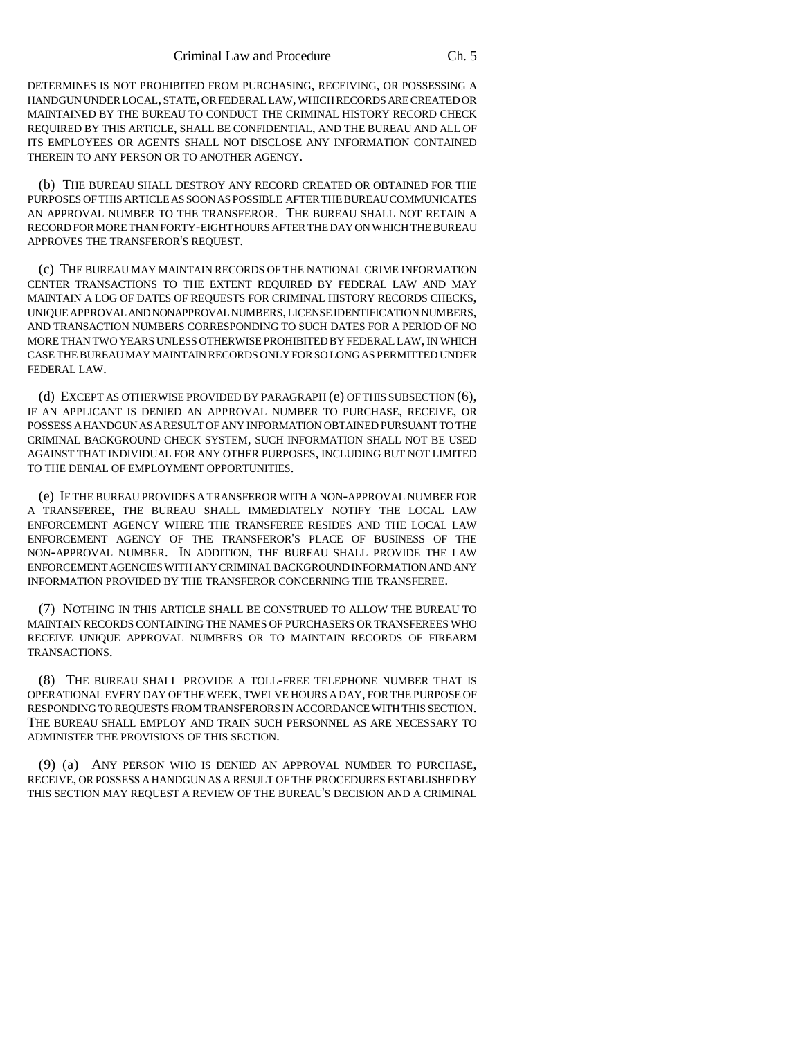DETERMINES IS NOT PROHIBITED FROM PURCHASING, RECEIVING, OR POSSESSING A HANDGUN UNDER LOCAL, STATE, OR FEDERAL LAW, WHICH RECORDS ARE CREATED OR MAINTAINED BY THE BUREAU TO CONDUCT THE CRIMINAL HISTORY RECORD CHECK REQUIRED BY THIS ARTICLE, SHALL BE CONFIDENTIAL, AND THE BUREAU AND ALL OF ITS EMPLOYEES OR AGENTS SHALL NOT DISCLOSE ANY INFORMATION CONTAINED THEREIN TO ANY PERSON OR TO ANOTHER AGENCY.

(b) THE BUREAU SHALL DESTROY ANY RECORD CREATED OR OBTAINED FOR THE PURPOSES OF THIS ARTICLE AS SOON AS POSSIBLE AFTER THE BUREAU COMMUNICATES AN APPROVAL NUMBER TO THE TRANSFEROR. THE BUREAU SHALL NOT RETAIN A RECORD FOR MORE THAN FORTY-EIGHT HOURS AFTER THE DAY ON WHICH THE BUREAU APPROVES THE TRANSFEROR'S REQUEST.

(c) THE BUREAU MAY MAINTAIN RECORDS OF THE NATIONAL CRIME INFORMATION CENTER TRANSACTIONS TO THE EXTENT REQUIRED BY FEDERAL LAW AND MAY MAINTAIN A LOG OF DATES OF REQUESTS FOR CRIMINAL HISTORY RECORDS CHECKS, UNIQUE APPROVAL AND NONAPPROVAL NUMBERS, LICENSE IDENTIFICATION NUMBERS, AND TRANSACTION NUMBERS CORRESPONDING TO SUCH DATES FOR A PERIOD OF NO MORE THAN TWO YEARS UNLESS OTHERWISE PROHIBITED BY FEDERAL LAW, IN WHICH CASE THE BUREAU MAY MAINTAIN RECORDS ONLY FOR SO LONG AS PERMITTED UNDER FEDERAL LAW.

(d) EXCEPT AS OTHERWISE PROVIDED BY PARAGRAPH (e) OF THIS SUBSECTION (6), IF AN APPLICANT IS DENIED AN APPROVAL NUMBER TO PURCHASE, RECEIVE, OR POSSESS A HANDGUN AS A RESULT OF ANY INFORMATION OBTAINED PURSUANT TO THE CRIMINAL BACKGROUND CHECK SYSTEM, SUCH INFORMATION SHALL NOT BE USED AGAINST THAT INDIVIDUAL FOR ANY OTHER PURPOSES, INCLUDING BUT NOT LIMITED TO THE DENIAL OF EMPLOYMENT OPPORTUNITIES.

(e) IF THE BUREAU PROVIDES A TRANSFEROR WITH A NON-APPROVAL NUMBER FOR A TRANSFEREE, THE BUREAU SHALL IMMEDIATELY NOTIFY THE LOCAL LAW ENFORCEMENT AGENCY WHERE THE TRANSFEREE RESIDES AND THE LOCAL LAW ENFORCEMENT AGENCY OF THE TRANSFEROR'S PLACE OF BUSINESS OF THE NON-APPROVAL NUMBER. IN ADDITION, THE BUREAU SHALL PROVIDE THE LAW ENFORCEMENT AGENCIES WITH ANY CRIMINAL BACKGROUND INFORMATION AND ANY INFORMATION PROVIDED BY THE TRANSFEROR CONCERNING THE TRANSFEREE.

(7) NOTHING IN THIS ARTICLE SHALL BE CONSTRUED TO ALLOW THE BUREAU TO MAINTAIN RECORDS CONTAINING THE NAMES OF PURCHASERS OR TRANSFEREES WHO RECEIVE UNIQUE APPROVAL NUMBERS OR TO MAINTAIN RECORDS OF FIREARM TRANSACTIONS.

(8) THE BUREAU SHALL PROVIDE A TOLL-FREE TELEPHONE NUMBER THAT IS OPERATIONAL EVERY DAY OF THE WEEK, TWELVE HOURS A DAY, FOR THE PURPOSE OF RESPONDING TO REQUESTS FROM TRANSFERORS IN ACCORDANCE WITH THIS SECTION. THE BUREAU SHALL EMPLOY AND TRAIN SUCH PERSONNEL AS ARE NECESSARY TO ADMINISTER THE PROVISIONS OF THIS SECTION.

(9) (a) ANY PERSON WHO IS DENIED AN APPROVAL NUMBER TO PURCHASE, RECEIVE, OR POSSESS A HANDGUN AS A RESULT OF THE PROCEDURES ESTABLISHED BY THIS SECTION MAY REQUEST A REVIEW OF THE BUREAU'S DECISION AND A CRIMINAL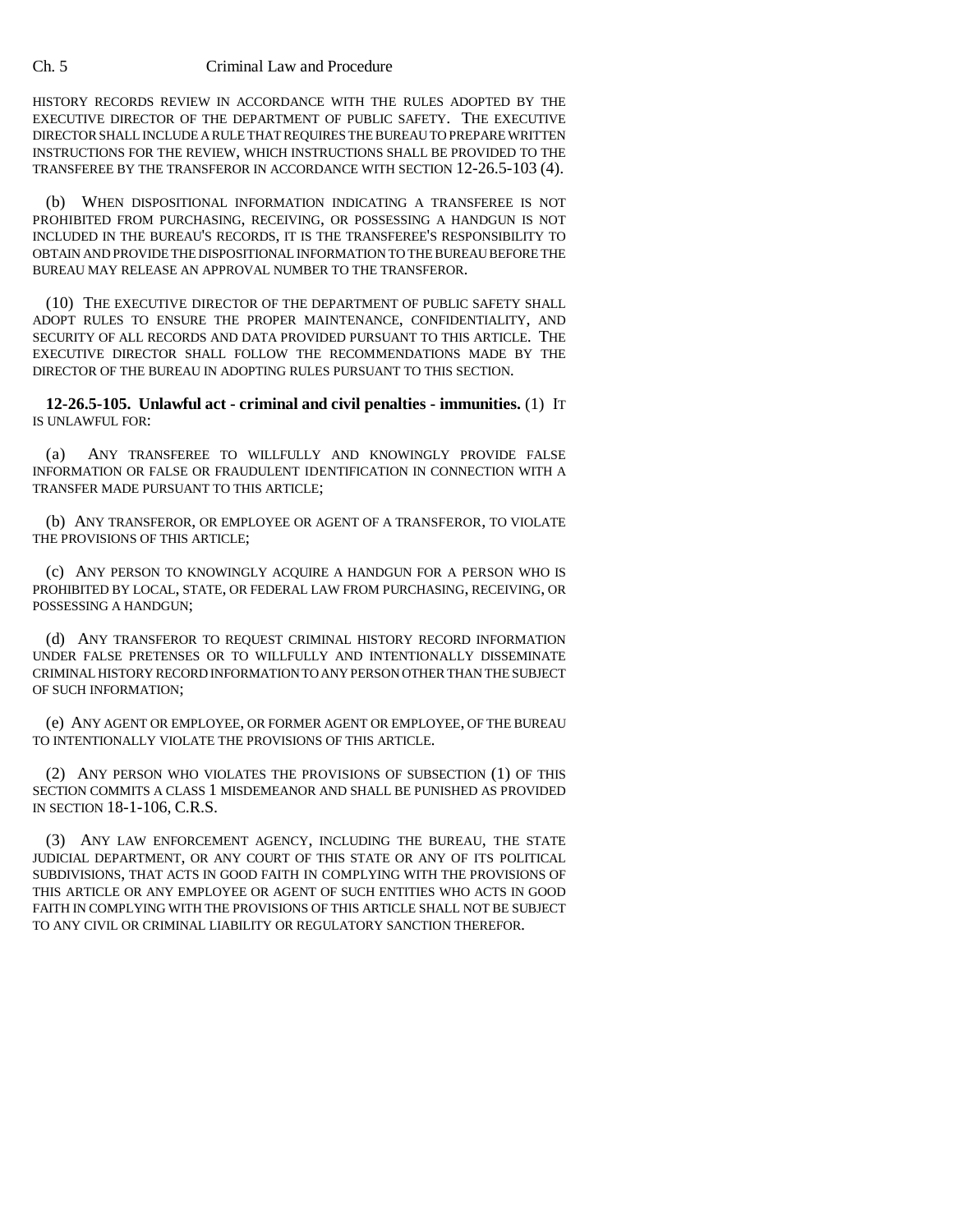HISTORY RECORDS REVIEW IN ACCORDANCE WITH THE RULES ADOPTED BY THE EXECUTIVE DIRECTOR OF THE DEPARTMENT OF PUBLIC SAFETY. THE EXECUTIVE DIRECTOR SHALL INCLUDE A RULE THAT REQUIRES THE BUREAU TO PREPARE WRITTEN INSTRUCTIONS FOR THE REVIEW, WHICH INSTRUCTIONS SHALL BE PROVIDED TO THE TRANSFEREE BY THE TRANSFEROR IN ACCORDANCE WITH SECTION 12-26.5-103 (4).

(b) WHEN DISPOSITIONAL INFORMATION INDICATING A TRANSFEREE IS NOT PROHIBITED FROM PURCHASING, RECEIVING, OR POSSESSING A HANDGUN IS NOT INCLUDED IN THE BUREAU'S RECORDS, IT IS THE TRANSFEREE'S RESPONSIBILITY TO OBTAIN AND PROVIDE THE DISPOSITIONAL INFORMATION TO THE BUREAU BEFORE THE BUREAU MAY RELEASE AN APPROVAL NUMBER TO THE TRANSFEROR.

(10) THE EXECUTIVE DIRECTOR OF THE DEPARTMENT OF PUBLIC SAFETY SHALL ADOPT RULES TO ENSURE THE PROPER MAINTENANCE, CONFIDENTIALITY, AND SECURITY OF ALL RECORDS AND DATA PROVIDED PURSUANT TO THIS ARTICLE. THE EXECUTIVE DIRECTOR SHALL FOLLOW THE RECOMMENDATIONS MADE BY THE DIRECTOR OF THE BUREAU IN ADOPTING RULES PURSUANT TO THIS SECTION.

**12-26.5-105. Unlawful act - criminal and civil penalties - immunities.** (1) IT IS UNLAWFUL FOR:

(a) ANY TRANSFEREE TO WILLFULLY AND KNOWINGLY PROVIDE FALSE INFORMATION OR FALSE OR FRAUDULENT IDENTIFICATION IN CONNECTION WITH A TRANSFER MADE PURSUANT TO THIS ARTICLE;

(b) ANY TRANSFEROR, OR EMPLOYEE OR AGENT OF A TRANSFEROR, TO VIOLATE THE PROVISIONS OF THIS ARTICLE;

(c) ANY PERSON TO KNOWINGLY ACQUIRE A HANDGUN FOR A PERSON WHO IS PROHIBITED BY LOCAL, STATE, OR FEDERAL LAW FROM PURCHASING, RECEIVING, OR POSSESSING A HANDGUN;

(d) ANY TRANSFEROR TO REQUEST CRIMINAL HISTORY RECORD INFORMATION UNDER FALSE PRETENSES OR TO WILLFULLY AND INTENTIONALLY DISSEMINATE CRIMINAL HISTORY RECORD INFORMATION TO ANY PERSON OTHER THAN THE SUBJECT OF SUCH INFORMATION;

(e) ANY AGENT OR EMPLOYEE, OR FORMER AGENT OR EMPLOYEE, OF THE BUREAU TO INTENTIONALLY VIOLATE THE PROVISIONS OF THIS ARTICLE.

(2) ANY PERSON WHO VIOLATES THE PROVISIONS OF SUBSECTION (1) OF THIS SECTION COMMITS A CLASS 1 MISDEMEANOR AND SHALL BE PUNISHED AS PROVIDED IN SECTION 18-1-106, C.R.S.

(3) ANY LAW ENFORCEMENT AGENCY, INCLUDING THE BUREAU, THE STATE JUDICIAL DEPARTMENT, OR ANY COURT OF THIS STATE OR ANY OF ITS POLITICAL SUBDIVISIONS, THAT ACTS IN GOOD FAITH IN COMPLYING WITH THE PROVISIONS OF THIS ARTICLE OR ANY EMPLOYEE OR AGENT OF SUCH ENTITIES WHO ACTS IN GOOD FAITH IN COMPLYING WITH THE PROVISIONS OF THIS ARTICLE SHALL NOT BE SUBJECT TO ANY CIVIL OR CRIMINAL LIABILITY OR REGULATORY SANCTION THEREFOR.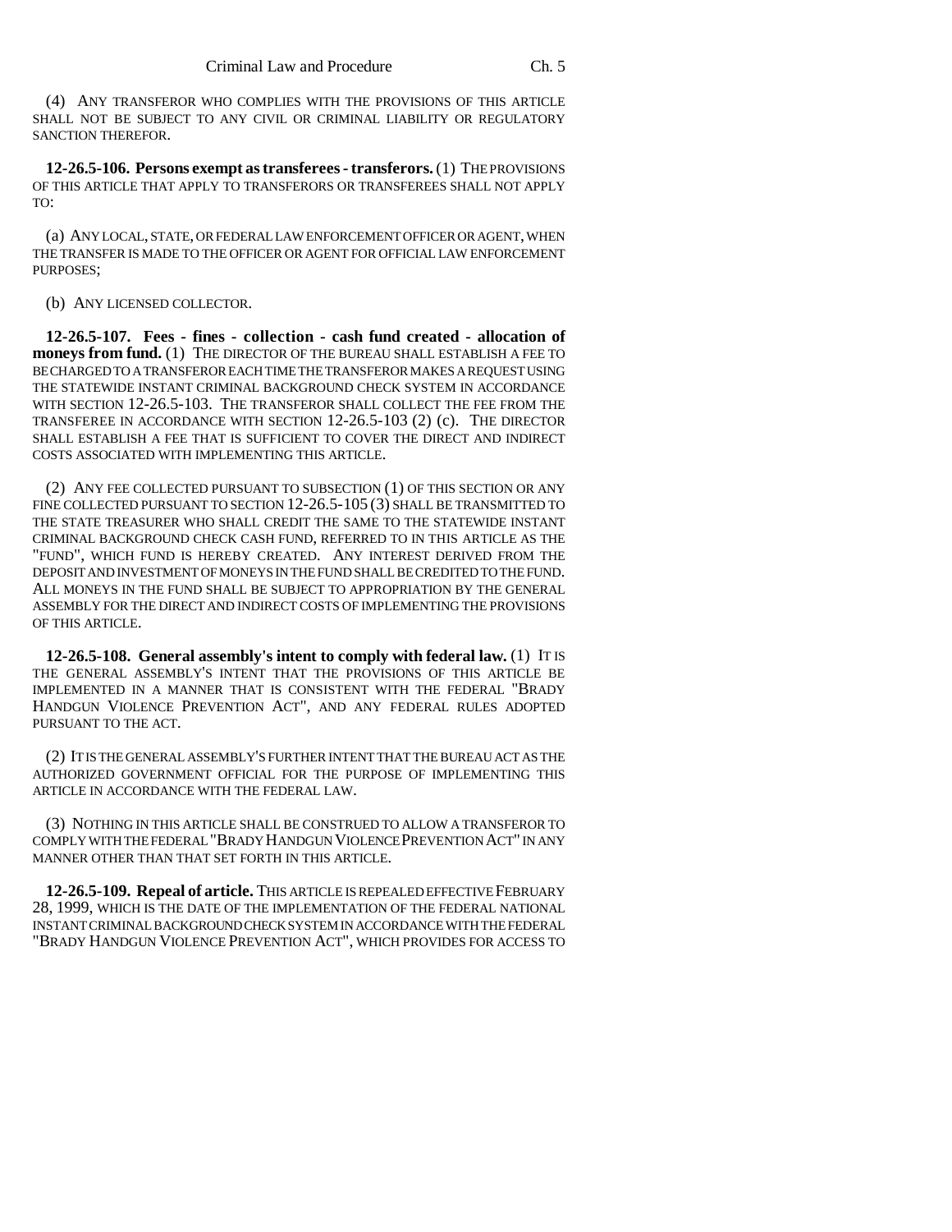(4) ANY TRANSFEROR WHO COMPLIES WITH THE PROVISIONS OF THIS ARTICLE SHALL NOT BE SUBJECT TO ANY CIVIL OR CRIMINAL LIABILITY OR REGULATORY SANCTION THEREFOR.

**12-26.5-106. Persons exempt as transferees - transferors.** (1) THE PROVISIONS OF THIS ARTICLE THAT APPLY TO TRANSFERORS OR TRANSFEREES SHALL NOT APPLY TO:

(a) ANY LOCAL, STATE, OR FEDERAL LAW ENFORCEMENT OFFICER OR AGENT, WHEN THE TRANSFER IS MADE TO THE OFFICER OR AGENT FOR OFFICIAL LAW ENFORCEMENT PURPOSES;

(b) ANY LICENSED COLLECTOR.

**12-26.5-107. Fees - fines - collection - cash fund created - allocation of moneys from fund.** (1) THE DIRECTOR OF THE BUREAU SHALL ESTABLISH A FEE TO BE CHARGED TO A TRANSFEROR EACH TIME THE TRANSFEROR MAKES A REQUEST USING THE STATEWIDE INSTANT CRIMINAL BACKGROUND CHECK SYSTEM IN ACCORDANCE WITH SECTION 12-26.5-103. THE TRANSFEROR SHALL COLLECT THE FEE FROM THE TRANSFEREE IN ACCORDANCE WITH SECTION 12-26.5-103 (2) (c). THE DIRECTOR SHALL ESTABLISH A FEE THAT IS SUFFICIENT TO COVER THE DIRECT AND INDIRECT COSTS ASSOCIATED WITH IMPLEMENTING THIS ARTICLE.

(2) ANY FEE COLLECTED PURSUANT TO SUBSECTION (1) OF THIS SECTION OR ANY FINE COLLECTED PURSUANT TO SECTION 12-26.5-105 (3) SHALL BE TRANSMITTED TO THE STATE TREASURER WHO SHALL CREDIT THE SAME TO THE STATEWIDE INSTANT CRIMINAL BACKGROUND CHECK CASH FUND, REFERRED TO IN THIS ARTICLE AS THE "FUND", WHICH FUND IS HEREBY CREATED. ANY INTEREST DERIVED FROM THE DEPOSIT AND INVESTMENT OF MONEYS IN THE FUND SHALL BE CREDITED TO THE FUND. ALL MONEYS IN THE FUND SHALL BE SUBJECT TO APPROPRIATION BY THE GENERAL ASSEMBLY FOR THE DIRECT AND INDIRECT COSTS OF IMPLEMENTING THE PROVISIONS OF THIS ARTICLE.

**12-26.5-108. General assembly's intent to comply with federal law.** (1) IT IS THE GENERAL ASSEMBLY'S INTENT THAT THE PROVISIONS OF THIS ARTICLE BE IMPLEMENTED IN A MANNER THAT IS CONSISTENT WITH THE FEDERAL "BRADY HANDGUN VIOLENCE PREVENTION ACT", AND ANY FEDERAL RULES ADOPTED PURSUANT TO THE ACT.

(2) IT IS THE GENERAL ASSEMBLY'S FURTHER INTENT THAT THE BUREAU ACT AS THE AUTHORIZED GOVERNMENT OFFICIAL FOR THE PURPOSE OF IMPLEMENTING THIS ARTICLE IN ACCORDANCE WITH THE FEDERAL LAW.

(3) NOTHING IN THIS ARTICLE SHALL BE CONSTRUED TO ALLOW A TRANSFEROR TO COMPLY WITH THE FEDERAL "BRADY HANDGUN VIOLENCE PREVENTION ACT" IN ANY MANNER OTHER THAN THAT SET FORTH IN THIS ARTICLE.

**12-26.5-109. Repeal of article.** THIS ARTICLE IS REPEALED EFFECTIVE FEBRUARY 28, 1999, WHICH IS THE DATE OF THE IMPLEMENTATION OF THE FEDERAL NATIONAL INSTANT CRIMINAL BACKGROUND CHECK SYSTEM IN ACCORDANCE WITH THE FEDERAL "BRADY HANDGUN VIOLENCE PREVENTION ACT", WHICH PROVIDES FOR ACCESS TO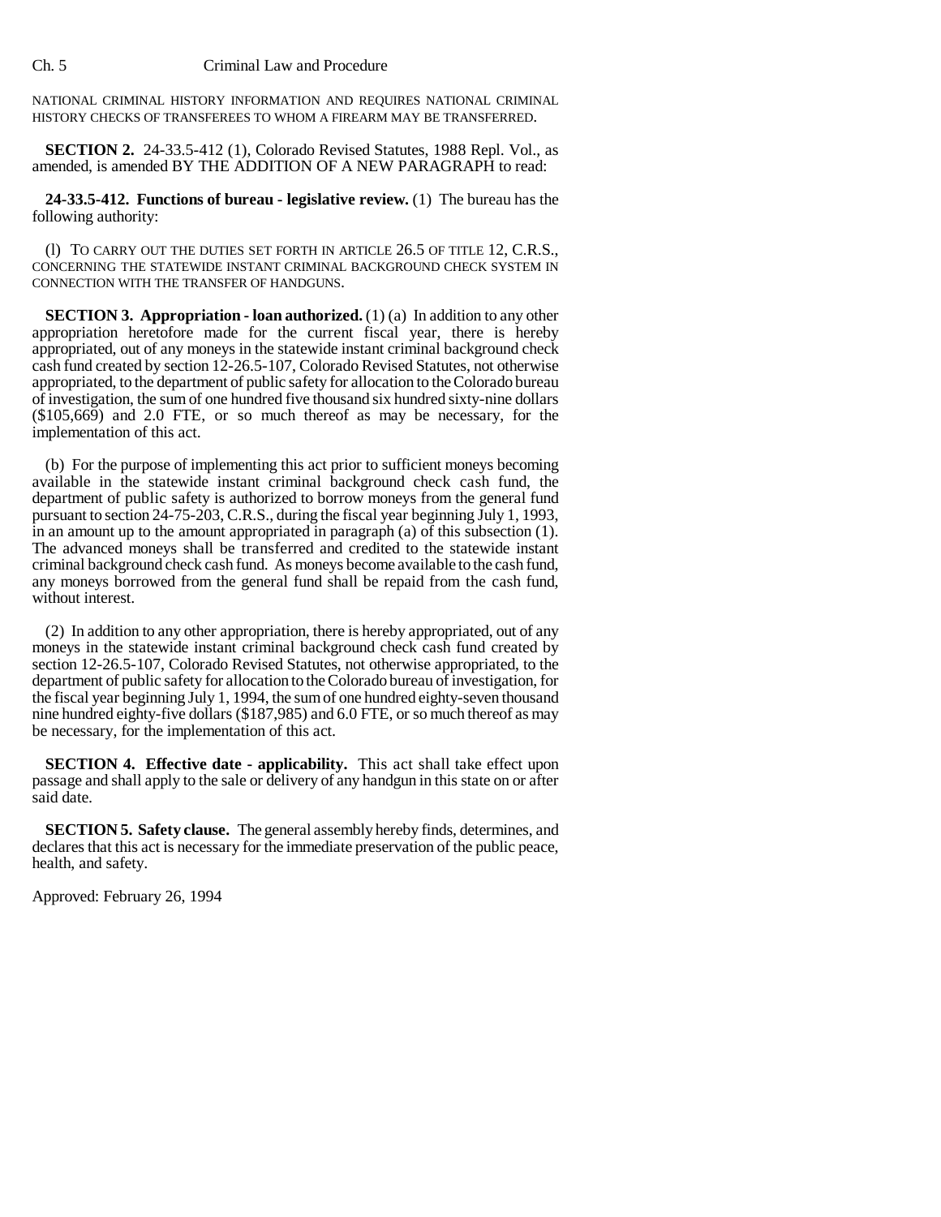NATIONAL CRIMINAL HISTORY INFORMATION AND REQUIRES NATIONAL CRIMINAL HISTORY CHECKS OF TRANSFEREES TO WHOM A FIREARM MAY BE TRANSFERRED.

**SECTION 2.** 24-33.5-412 (1), Colorado Revised Statutes, 1988 Repl. Vol., as amended, is amended BY THE ADDITION OF A NEW PARAGRAPH to read:

**24-33.5-412. Functions of bureau - legislative review.** (1) The bureau has the following authority:

(l) TO CARRY OUT THE DUTIES SET FORTH IN ARTICLE 26.5 OF TITLE 12, C.R.S., CONCERNING THE STATEWIDE INSTANT CRIMINAL BACKGROUND CHECK SYSTEM IN CONNECTION WITH THE TRANSFER OF HANDGUNS.

**SECTION 3. Appropriation - loan authorized.** (1) (a) In addition to any other appropriation heretofore made for the current fiscal year, there is hereby appropriated, out of any moneys in the statewide instant criminal background check cash fund created by section 12-26.5-107, Colorado Revised Statutes, not otherwise appropriated, to the department of public safety for allocation to the Colorado bureau of investigation, the sum of one hundred five thousand six hundred sixty-nine dollars ($105,669) and 2.0 FTE, or so much thereof as may be necessary, for the implementation of this act.

(b) For the purpose of implementing this act prior to sufficient moneys becoming available in the statewide instant criminal background check cash fund, the department of public safety is authorized to borrow moneys from the general fund pursuant to section 24-75-203, C.R.S., during the fiscal year beginning July 1, 1993, in an amount up to the amount appropriated in paragraph (a) of this subsection (1). The advanced moneys shall be transferred and credited to the statewide instant criminal background check cash fund. As moneys become available to the cash fund, any moneys borrowed from the general fund shall be repaid from the cash fund, without interest.

(2) In addition to any other appropriation, there is hereby appropriated, out of any moneys in the statewide instant criminal background check cash fund created by section 12-26.5-107, Colorado Revised Statutes, not otherwise appropriated, to the department of public safety for allocation to the Colorado bureau of investigation, for the fiscal year beginning July 1, 1994, the sum of one hundred eighty-seven thousand nine hundred eighty-five dollars ($187,985) and 6.0 FTE, or so much thereof as may be necessary, for the implementation of this act.

**SECTION 4. Effective date - applicability.** This act shall take effect upon passage and shall apply to the sale or delivery of any handgun in this state on or after said date.

**SECTION 5. Safety clause.** The general assembly hereby finds, determines, and declares that this act is necessary for the immediate preservation of the public peace, health, and safety.

Approved: February 26, 1994